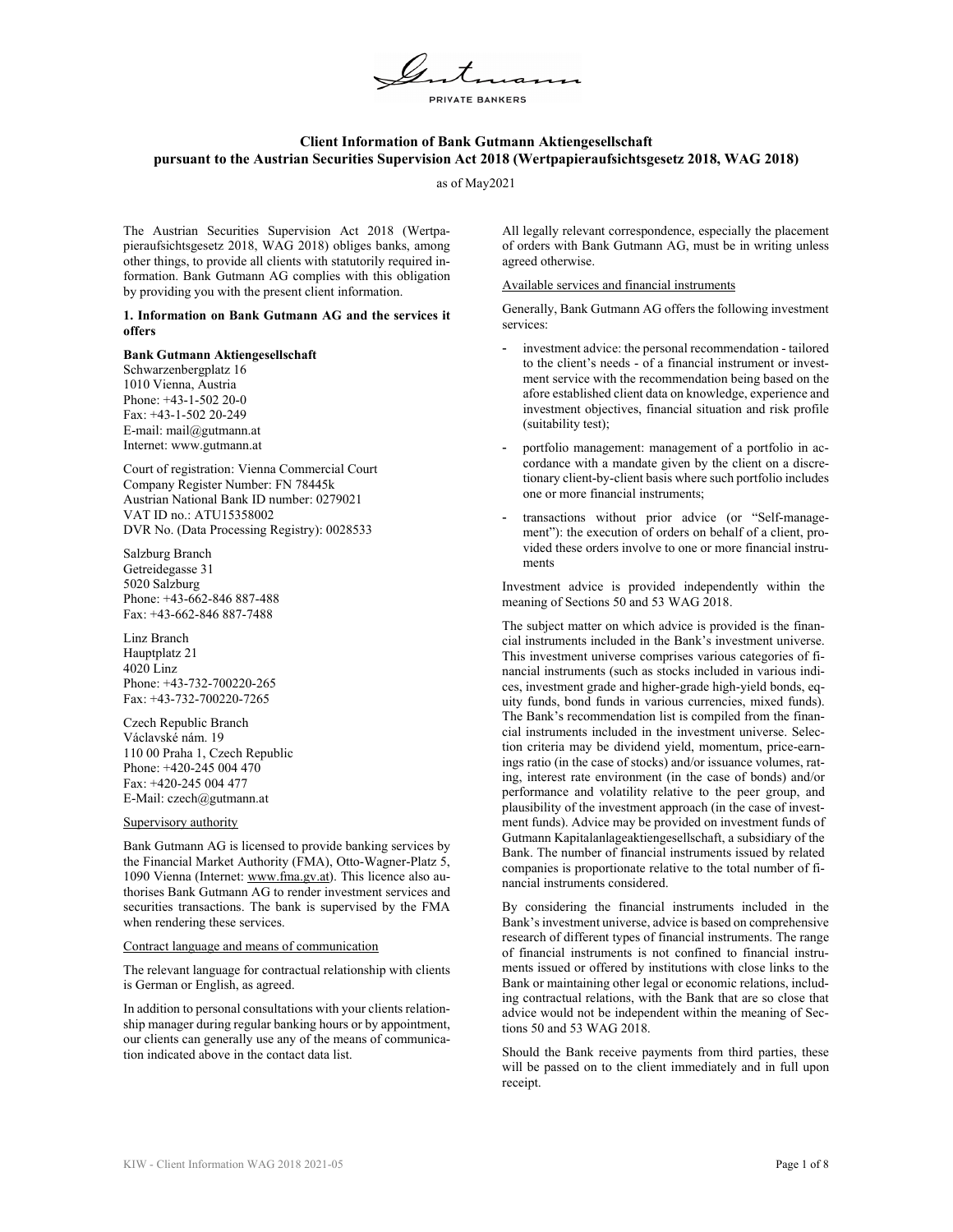# Client Information of Bank Gutmann Aktiengesellschaft pursuant to the Austrian Securities Supervision Act 2018 (Wertpapieraufsichtsgesetz 2018, WAG 2018)

as of May2021

The Austrian Securities Supervision Act 2018 (Wertpapieraufsichtsgesetz 2018, WAG 2018) obliges banks, among other things, to provide all clients with statutorily required information. Bank Gutmann AG complies with this obligation by providing you with the present client information.

## 1. Information on Bank Gutmann AG and the services it offers

**Bank Gutmann Aktiengesellschaft**
Schwarzenbergplatz 16
1010 Vienna, Austria
Phone: +43-1-502 20-0
Fax: +43-1-502 20-249
E-mail: mail@gutmann.at
Internet: www.gutmann.at

Court of registration: Vienna Commercial Court
Company Register Number: FN 78445k
Austrian National Bank ID number: 0279021
VAT ID no.: ATU15358002
DVR No. (Data Processing Registry): 0028533

Salzburg Branch
Getreidegasse 31
5020 Salzburg
Phone: +43-662-846 887-488
Fax: +43-662-846 887-7488

Linz Branch
Hauptplatz 21
4020 Linz
Phone: +43-732-700220-265
Fax: +43-732-700220-7265

Czech Republic Branch
Václavské nám. 19
110 00 Praha 1, Czech Republic
Phone: +420-245 004 470
Fax: +420-245 004 477
E-Mail: czech@gutmann.at

### Supervisory authority

Bank Gutmann AG is licensed to provide banking services by the Financial Market Authority (FMA), Otto-Wagner-Platz 5, 1090 Vienna (Internet: www.fma.gv.at). This licence also authorises Bank Gutmann AG to render investment services and securities transactions. The bank is supervised by the FMA when rendering these services.

### Contract language and means of communication

The relevant language for contractual relationship with clients is German or English, as agreed.

In addition to personal consultations with your clients relationship manager during regular banking hours or by appointment, our clients can generally use any of the means of communication indicated above in the contact data list.

All legally relevant correspondence, especially the placement of orders with Bank Gutmann AG, must be in writing unless agreed otherwise.

### Available services and financial instruments

Generally, Bank Gutmann AG offers the following investment services:

- investment advice: the personal recommendation - tailored to the client's needs - of a financial instrument or investment service with the recommendation being based on the afore established client data on knowledge, experience and investment objectives, financial situation and risk profile (suitability test);
- portfolio management: management of a portfolio in accordance with a mandate given by the client on a discretionary client-by-client basis where such portfolio includes one or more financial instruments;
- transactions without prior advice (or "Self-management"): the execution of orders on behalf of a client, provided these orders involve to one or more financial instruments

Investment advice is provided independently within the meaning of Sections 50 and 53 WAG 2018.

The subject matter on which advice is provided is the financial instruments included in the Bank's investment universe. This investment universe comprises various categories of financial instruments (such as stocks included in various indices, investment grade and higher-grade high-yield bonds, equity funds, bond funds in various currencies, mixed funds). The Bank's recommendation list is compiled from the financial instruments included in the investment universe. Selection criteria may be dividend yield, momentum, price-earnings ratio (in the case of stocks) and/or issuance volumes, rating, interest rate environment (in the case of bonds) and/or performance and volatility relative to the peer group, and plausibility of the investment approach (in the case of investment funds). Advice may be provided on investment funds of Gutmann Kapitalanlageaktiengesellschaft, a subsidiary of the Bank. The number of financial instruments issued by related companies is proportionate relative to the total number of financial instruments considered.

By considering the financial instruments included in the Bank's investment universe, advice is based on comprehensive research of different types of financial instruments. The range of financial instruments is not confined to financial instruments issued or offered by institutions with close links to the Bank or maintaining other legal or economic relations, including contractual relations, with the Bank that are so close that advice would not be independent within the meaning of Sections 50 and 53 WAG 2018.

Should the Bank receive payments from third parties, these will be passed on to the client immediately and in full upon receipt.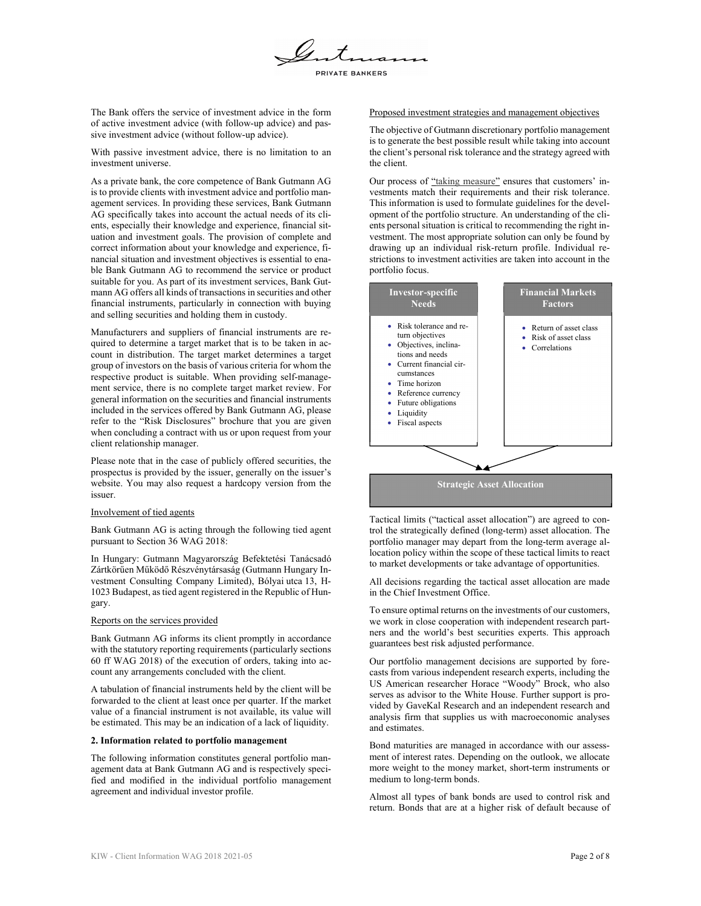The Bank offers the service of investment advice in the form of active investment advice (with follow-up advice) and passive investment advice (without follow-up advice).

With passive investment advice, there is no limitation to an investment universe.

As a private bank, the core competence of Bank Gutmann AG is to provide clients with investment advice and portfolio management services. In providing these services, Bank Gutmann AG specifically takes into account the actual needs of its clients, especially their knowledge and experience, financial situation and investment goals. The provision of complete and correct information about your knowledge and experience, financial situation and investment objectives is essential to enable Bank Gutmann AG to recommend the service or product suitable for you. As part of its investment services, Bank Gutmann AG offers all kinds of transactions in securities and other financial instruments, particularly in connection with buying and selling securities and holding them in custody.

Manufacturers and suppliers of financial instruments are required to determine a target market that is to be taken in account in distribution. The target market determines a target group of investors on the basis of various criteria for whom the respective product is suitable. When providing self-management service, there is no complete target market review. For general information on the securities and financial instruments included in the services offered by Bank Gutmann AG, please refer to the "Risk Disclosures" brochure that you are given when concluding a contract with us or upon request from your client relationship manager.

Please note that in the case of publicly offered securities, the prospectus is provided by the issuer, generally on the issuer's website. You may also request a hardcopy version from the issuer.

Involvement of tied agents

Bank Gutmann AG is acting through the following tied agent pursuant to Section 36 WAG 2018:

In Hungary: Gutmann Magyarország Befektetési Tanácsadó Zártkörűen Működő Részvénytársaság (Gutmann Hungary Investment Consulting Company Limited), Bólyai utca 13, H-1023 Budapest, as tied agent registered in the Republic of Hungary.

Reports on the services provided

Bank Gutmann AG informs its client promptly in accordance with the statutory reporting requirements (particularly sections 60 ff WAG 2018) of the execution of orders, taking into account any arrangements concluded with the client.

A tabulation of financial instruments held by the client will be forwarded to the client at least once per quarter. If the market value of a financial instrument is not available, its value will be estimated. This may be an indication of a lack of liquidity.

## 2. Information related to portfolio management

The following information constitutes general portfolio management data at Bank Gutmann AG and is respectively specified and modified in the individual portfolio management agreement and individual investor profile.

Proposed investment strategies and management objectives

The objective of Gutmann discretionary portfolio management is to generate the best possible result while taking into account the client's personal risk tolerance and the strategy agreed with the client.

Our process of "taking measure" ensures that customers' investments match their requirements and their risk tolerance. This information is used to formulate guidelines for the development of the portfolio structure. An understanding of the clients personal situation is critical to recommending the right investment. The most appropriate solution can only be found by drawing up an individual risk-return profile. Individual restrictions to investment activities are taken into account in the portfolio focus.

**Investor-specific Needs**

- Risk tolerance and return objectives
- Objectives, inclinations and needs
- Current financial circumstances
- Time horizon
- Reference currency
- Future obligations
- Liquidity
- Fiscal aspects

**Financial Markets Factors**

- Return of asset class
- Risk of asset class
- Correlations

**Strategic Asset Allocation**

Tactical limits ("tactical asset allocation") are agreed to control the strategically defined (long-term) asset allocation. The portfolio manager may depart from the long-term average allocation policy within the scope of these tactical limits to react to market developments or take advantage of opportunities.

All decisions regarding the tactical asset allocation are made in the Chief Investment Office.

To ensure optimal returns on the investments of our customers, we work in close cooperation with independent research partners and the world's best securities experts. This approach guarantees best risk adjusted performance.

Our portfolio management decisions are supported by forecasts from various independent research experts, including the US American researcher Horace "Woody" Brock, who also serves as advisor to the White House. Further support is provided by GaveKal Research and an independent research and analysis firm that supplies us with macroeconomic analyses and estimates.

Bond maturities are managed in accordance with our assessment of interest rates. Depending on the outlook, we allocate more weight to the money market, short-term instruments or medium to long-term bonds.

Almost all types of bank bonds are used to control risk and return. Bonds that are at a higher risk of default because of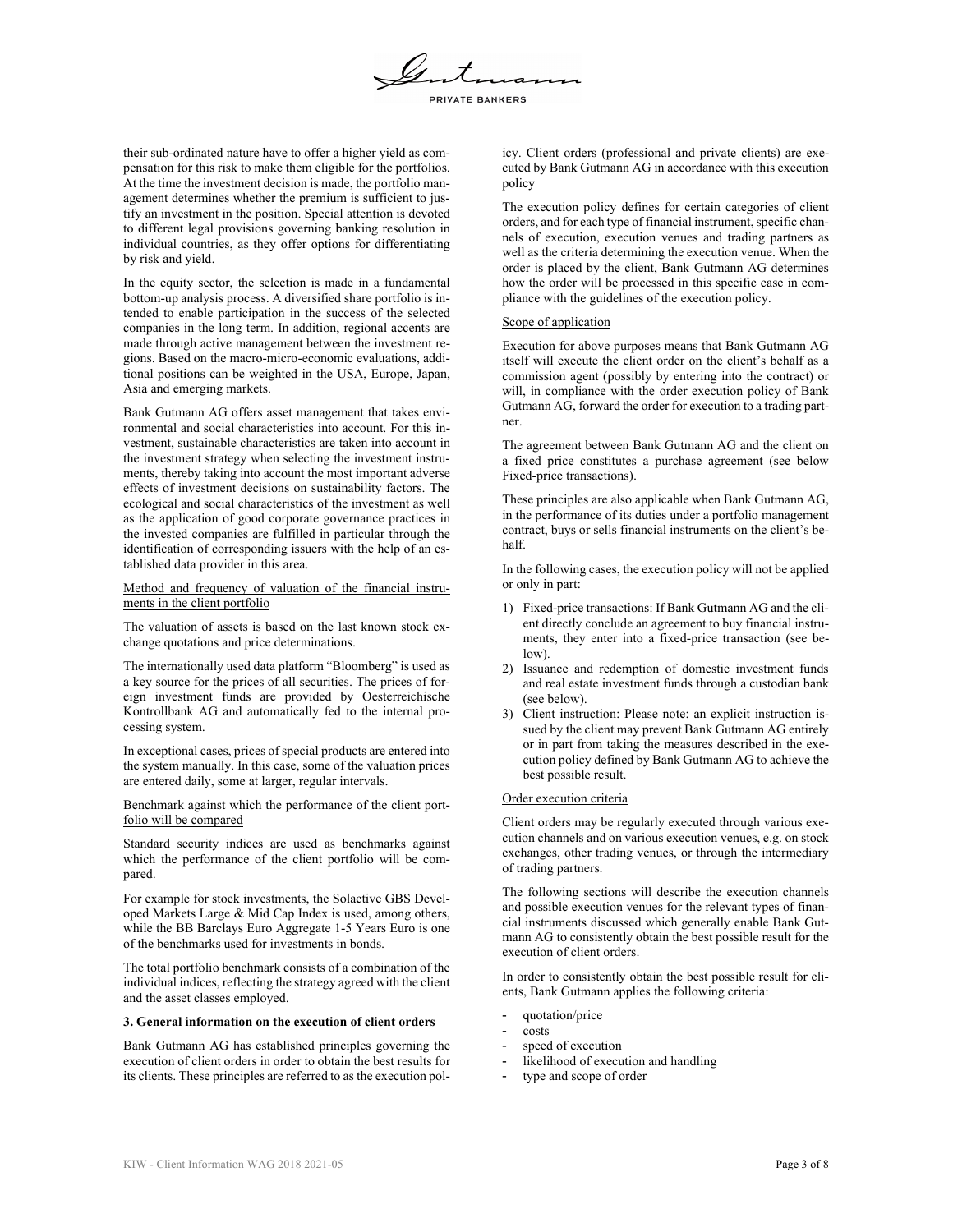their sub-ordinated nature have to offer a higher yield as compensation for this risk to make them eligible for the portfolios. At the time the investment decision is made, the portfolio management determines whether the premium is sufficient to justify an investment in the position. Special attention is devoted to different legal provisions governing banking resolution in individual countries, as they offer options for differentiating by risk and yield.

In the equity sector, the selection is made in a fundamental bottom-up analysis process. A diversified share portfolio is intended to enable participation in the success of the selected companies in the long term. In addition, regional accents are made through active management between the investment regions. Based on the macro-micro-economic evaluations, additional positions can be weighted in the USA, Europe, Japan, Asia and emerging markets.

Bank Gutmann AG offers asset management that takes environmental and social characteristics into account. For this investment, sustainable characteristics are taken into account in the investment strategy when selecting the investment instruments, thereby taking into account the most important adverse effects of investment decisions on sustainability factors. The ecological and social characteristics of the investment as well as the application of good corporate governance practices in the invested companies are fulfilled in particular through the identification of corresponding issuers with the help of an established data provider in this area.

Method and frequency of valuation of the financial instruments in the client portfolio

The valuation of assets is based on the last known stock exchange quotations and price determinations.

The internationally used data platform "Bloomberg" is used as a key source for the prices of all securities. The prices of foreign investment funds are provided by Oesterreichische Kontrollbank AG and automatically fed to the internal processing system.

In exceptional cases, prices of special products are entered into the system manually. In this case, some of the valuation prices are entered daily, some at larger, regular intervals.

Benchmark against which the performance of the client portfolio will be compared

Standard security indices are used as benchmarks against which the performance of the client portfolio will be compared.

For example for stock investments, the Solactive GBS Developed Markets Large & Mid Cap Index is used, among others, while the BB Barclays Euro Aggregate 1-5 Years Euro is one of the benchmarks used for investments in bonds.

The total portfolio benchmark consists of a combination of the individual indices, reflecting the strategy agreed with the client and the asset classes employed.

**3. General information on the execution of client orders**

Bank Gutmann AG has established principles governing the execution of client orders in order to obtain the best results for its clients. These principles are referred to as the execution policy. Client orders (professional and private clients) are executed by Bank Gutmann AG in accordance with this execution policy

The execution policy defines for certain categories of client orders, and for each type of financial instrument, specific channels of execution, execution venues and trading partners as well as the criteria determining the execution venue. When the order is placed by the client, Bank Gutmann AG determines how the order will be processed in this specific case in compliance with the guidelines of the execution policy.

Scope of application

Execution for above purposes means that Bank Gutmann AG itself will execute the client order on the client's behalf as a commission agent (possibly by entering into the contract) or will, in compliance with the order execution policy of Bank Gutmann AG, forward the order for execution to a trading partner.

The agreement between Bank Gutmann AG and the client on a fixed price constitutes a purchase agreement (see below Fixed-price transactions).

These principles are also applicable when Bank Gutmann AG, in the performance of its duties under a portfolio management contract, buys or sells financial instruments on the client's behalf.

In the following cases, the execution policy will not be applied or only in part:

1) Fixed-price transactions: If Bank Gutmann AG and the client directly conclude an agreement to buy financial instruments, they enter into a fixed-price transaction (see below).
2) Issuance and redemption of domestic investment funds and real estate investment funds through a custodian bank (see below).
3) Client instruction: Please note: an explicit instruction issued by the client may prevent Bank Gutmann AG entirely or in part from taking the measures described in the execution policy defined by Bank Gutmann AG to achieve the best possible result.

Order execution criteria

Client orders may be regularly executed through various execution channels and on various execution venues, e.g. on stock exchanges, other trading venues, or through the intermediary of trading partners.

The following sections will describe the execution channels and possible execution venues for the relevant types of financial instruments discussed which generally enable Bank Gutmann AG to consistently obtain the best possible result for the execution of client orders.

In order to consistently obtain the best possible result for clients, Bank Gutmann applies the following criteria:

- quotation/price
- costs
- speed of execution
- likelihood of execution and handling
- type and scope of order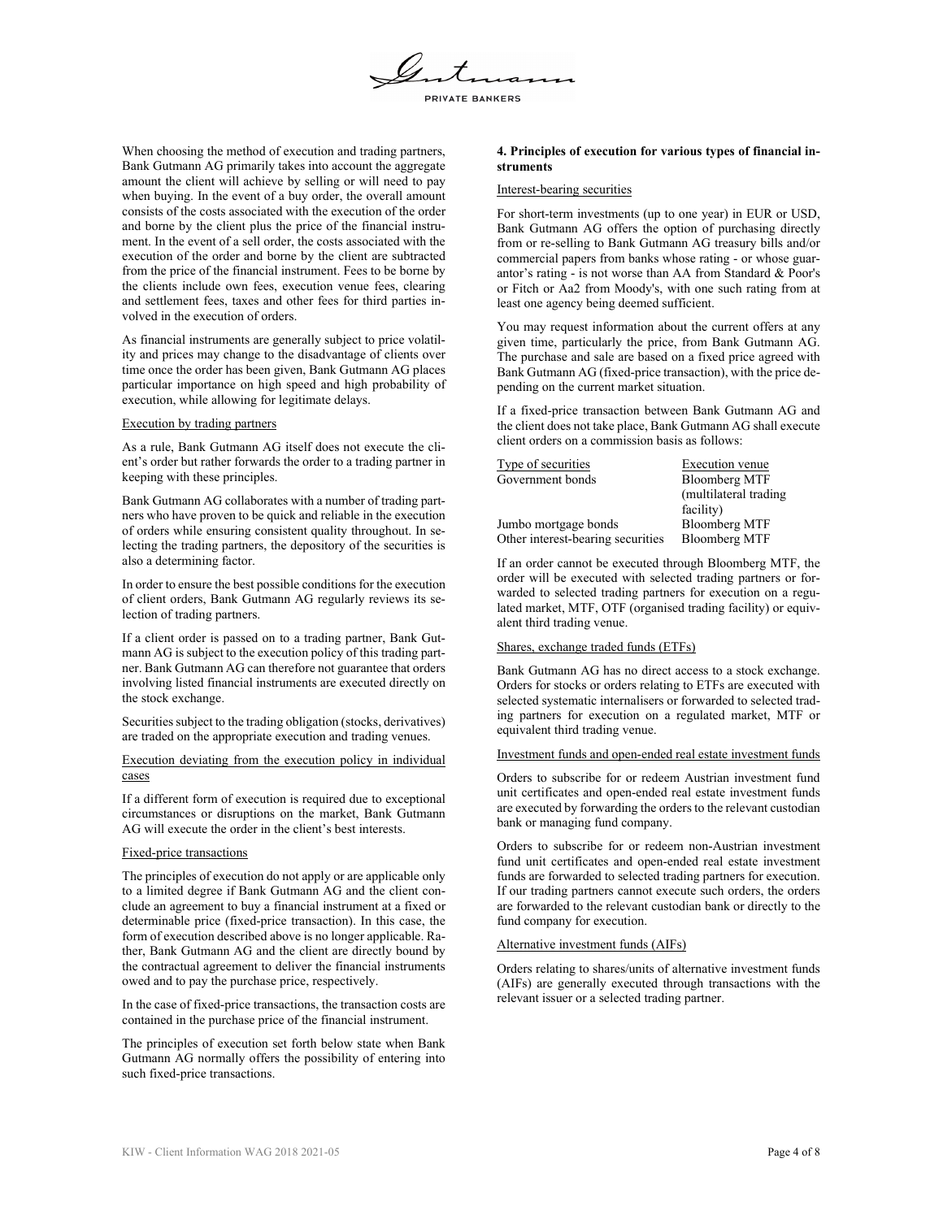When choosing the method of execution and trading partners, Bank Gutmann AG primarily takes into account the aggregate amount the client will achieve by selling or will need to pay when buying. In the event of a buy order, the overall amount consists of the costs associated with the execution of the order and borne by the client plus the price of the financial instrument. In the event of a sell order, the costs associated with the execution of the order and borne by the client are subtracted from the price of the financial instrument. Fees to be borne by the clients include own fees, execution venue fees, clearing and settlement fees, taxes and other fees for third parties involved in the execution of orders.

As financial instruments are generally subject to price volatility and prices may change to the disadvantage of clients over time once the order has been given, Bank Gutmann AG places particular importance on high speed and high probability of execution, while allowing for legitimate delays.

Execution by trading partners

As a rule, Bank Gutmann AG itself does not execute the client's order but rather forwards the order to a trading partner in keeping with these principles.

Bank Gutmann AG collaborates with a number of trading partners who have proven to be quick and reliable in the execution of orders while ensuring consistent quality throughout. In selecting the trading partners, the depository of the securities is also a determining factor.

In order to ensure the best possible conditions for the execution of client orders, Bank Gutmann AG regularly reviews its selection of trading partners.

If a client order is passed on to a trading partner, Bank Gutmann AG is subject to the execution policy of this trading partner. Bank Gutmann AG can therefore not guarantee that orders involving listed financial instruments are executed directly on the stock exchange.

Securities subject to the trading obligation (stocks, derivatives) are traded on the appropriate execution and trading venues.

Execution deviating from the execution policy in individual cases

If a different form of execution is required due to exceptional circumstances or disruptions on the market, Bank Gutmann AG will execute the order in the client's best interests.

Fixed-price transactions

The principles of execution do not apply or are applicable only to a limited degree if Bank Gutmann AG and the client conclude an agreement to buy a financial instrument at a fixed or determinable price (fixed-price transaction). In this case, the form of execution described above is no longer applicable. Rather, Bank Gutmann AG and the client are directly bound by the contractual agreement to deliver the financial instruments owed and to pay the purchase price, respectively.

In the case of fixed-price transactions, the transaction costs are contained in the purchase price of the financial instrument.

The principles of execution set forth below state when Bank Gutmann AG normally offers the possibility of entering into such fixed-price transactions.

**4. Principles of execution for various types of financial instruments**

Interest-bearing securities

For short-term investments (up to one year) in EUR or USD, Bank Gutmann AG offers the option of purchasing directly from or re-selling to Bank Gutmann AG treasury bills and/or commercial papers from banks whose rating - or whose guarantor's rating - is not worse than AA from Standard & Poor's or Fitch or Aa2 from Moody's, with one such rating from at least one agency being deemed sufficient.

You may request information about the current offers at any given time, particularly the price, from Bank Gutmann AG. The purchase and sale are based on a fixed price agreed with Bank Gutmann AG (fixed-price transaction), with the price depending on the current market situation.

If a fixed-price transaction between Bank Gutmann AG and the client does not take place, Bank Gutmann AG shall execute client orders on a commission basis as follows:

| Type of securities | Execution venue |
|---|---|
| Government bonds | Bloomberg MTF (multilateral trading facility) |
| Jumbo mortgage bonds | Bloomberg MTF |
| Other interest-bearing securities | Bloomberg MTF |

If an order cannot be executed through Bloomberg MTF, the order will be executed with selected trading partners or forwarded to selected trading partners for execution on a regulated market, MTF, OTF (organised trading facility) or equivalent third trading venue.

Shares, exchange traded funds (ETFs)

Bank Gutmann AG has no direct access to a stock exchange. Orders for stocks or orders relating to ETFs are executed with selected systematic internalisers or forwarded to selected trading partners for execution on a regulated market, MTF or equivalent third trading venue.

Investment funds and open-ended real estate investment funds

Orders to subscribe for or redeem Austrian investment fund unit certificates and open-ended real estate investment funds are executed by forwarding the orders to the relevant custodian bank or managing fund company.

Orders to subscribe for or redeem non-Austrian investment fund unit certificates and open-ended real estate investment funds are forwarded to selected trading partners for execution. If our trading partners cannot execute such orders, the orders are forwarded to the relevant custodian bank or directly to the fund company for execution.

Alternative investment funds (AIFs)

Orders relating to shares/units of alternative investment funds (AIFs) are generally executed through transactions with the relevant issuer or a selected trading partner.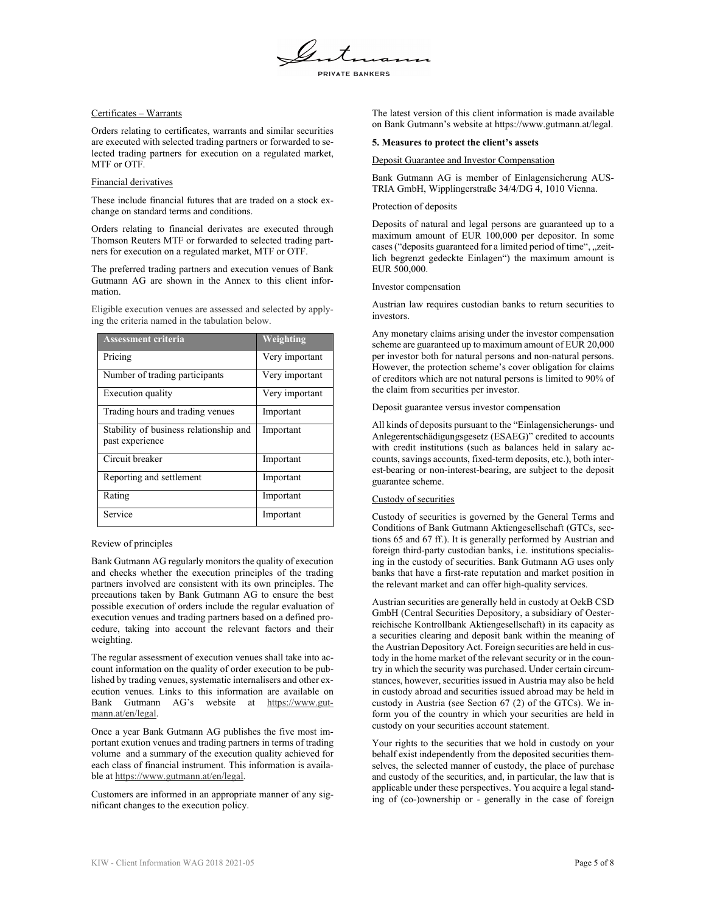Certificates – Warrants

Orders relating to certificates, warrants and similar securities are executed with selected trading partners or forwarded to selected trading partners for execution on a regulated market, MTF or OTF.

Financial derivatives

These include financial futures that are traded on a stock exchange on standard terms and conditions.

Orders relating to financial derivates are executed through Thomson Reuters MTF or forwarded to selected trading partners for execution on a regulated market, MTF or OTF.

The preferred trading partners and execution venues of Bank Gutmann AG are shown in the Annex to this client information.

Eligible execution venues are assessed and selected by applying the criteria named in the tabulation below.

| Assessment criteria | Weighting |
|---|---|
| Pricing | Very important |
| Number of trading participants | Very important |
| Execution quality | Very important |
| Trading hours and trading venues | Important |
| Stability of business relationship and past experience | Important |
| Circuit breaker | Important |
| Reporting and settlement | Important |
| Rating | Important |
| Service | Important |

Review of principles

Bank Gutmann AG regularly monitors the quality of execution and checks whether the execution principles of the trading partners involved are consistent with its own principles. The precautions taken by Bank Gutmann AG to ensure the best possible execution of orders include the regular evaluation of execution venues and trading partners based on a defined procedure, taking into account the relevant factors and their weighting.

The regular assessment of execution venues shall take into account information on the quality of order execution to be published by trading venues, systematic internalisers and other execution venues. Links to this information are available on Bank Gutmann AG's website at https://www.gutmann.at/en/legal.

Once a year Bank Gutmann AG publishes the five most important exution venues and trading partners in terms of trading volume and a summary of the execution quality achieved for each class of financial instrument. This information is available at https://www.gutmann.at/en/legal.

Customers are informed in an appropriate manner of any significant changes to the execution policy.

The latest version of this client information is made available on Bank Gutmann's website at https://www.gutmann.at/legal.

**5. Measures to protect the client's assets**

Deposit Guarantee and Investor Compensation

Bank Gutmann AG is member of Einlagensicherung AUSTRIA GmbH, Wipplingerstraße 34/4/DG 4, 1010 Vienna.

Protection of deposits

Deposits of natural and legal persons are guaranteed up to a maximum amount of EUR 100,000 per depositor. In some cases ("deposits guaranteed for a limited period of time", „zeitlich begrenzt gedeckte Einlagen") the maximum amount is EUR 500,000.

Investor compensation

Austrian law requires custodian banks to return securities to investors.

Any monetary claims arising under the investor compensation scheme are guaranteed up to maximum amount of EUR 20,000 per investor both for natural persons and non-natural persons. However, the protection scheme's cover obligation for claims of creditors which are not natural persons is limited to 90% of the claim from securities per investor.

Deposit guarantee versus investor compensation

All kinds of deposits pursuant to the "Einlagensicherungs- und Anlegerentschädigungsgesetz (ESAEG)" credited to accounts with credit institutions (such as balances held in salary accounts, savings accounts, fixed-term deposits, etc.), both interest-bearing or non-interest-bearing, are subject to the deposit guarantee scheme.

Custody of securities

Custody of securities is governed by the General Terms and Conditions of Bank Gutmann Aktiengesellschaft (GTCs, sections 65 and 67 ff.). It is generally performed by Austrian and foreign third-party custodian banks, i.e. institutions specialising in the custody of securities. Bank Gutmann AG uses only banks that have a first-rate reputation and market position in the relevant market and can offer high-quality services.

Austrian securities are generally held in custody at OekB CSD GmbH (Central Securities Depository, a subsidiary of Oesterreichische Kontrollbank Aktiengesellschaft) in its capacity as a securities clearing and deposit bank within the meaning of the Austrian Depository Act. Foreign securities are held in custody in the home market of the relevant security or in the country in which the security was purchased. Under certain circumstances, however, securities issued in Austria may also be held in custody abroad and securities issued abroad may be held in custody in Austria (see Section 67 (2) of the GTCs). We inform you of the country in which your securities are held in custody on your securities account statement.

Your rights to the securities that we hold in custody on your behalf exist independently from the deposited securities themselves, the selected manner of custody, the place of purchase and custody of the securities, and, in particular, the law that is applicable under these perspectives. You acquire a legal standing of (co-)ownership or - generally in the case of foreign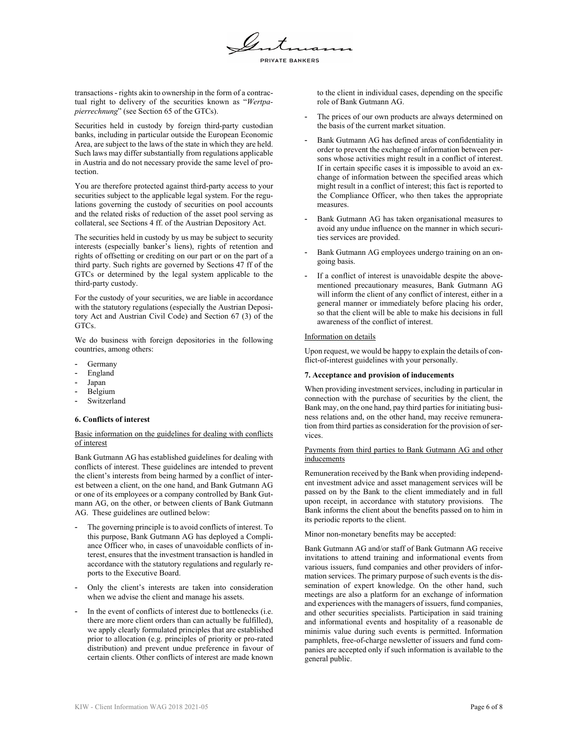transactions - rights akin to ownership in the form of a contractual right to delivery of the securities known as "*Wertpapierrechnung*" (see Section 65 of the GTCs).

Securities held in custody by foreign third-party custodian banks, including in particular outside the European Economic Area, are subject to the laws of the state in which they are held. Such laws may differ substantially from regulations applicable in Austria and do not necessary provide the same level of protection.

You are therefore protected against third-party access to your securities subject to the applicable legal system. For the regulations governing the custody of securities on pool accounts and the related risks of reduction of the asset pool serving as collateral, see Sections 4 ff. of the Austrian Depository Act.

The securities held in custody by us may be subject to security interests (especially banker's liens), rights of retention and rights of offsetting or crediting on our part or on the part of a third party. Such rights are governed by Sections 47 ff of the GTCs or determined by the legal system applicable to the third-party custody.

For the custody of your securities, we are liable in accordance with the statutory regulations (especially the Austrian Depository Act and Austrian Civil Code) and Section 67 (3) of the GTCs.

We do business with foreign depositories in the following countries, among others:

- Germany
- England
- Japan
- Belgium
- Switzerland

### 6. Conflicts of interest

Basic information on the guidelines for dealing with conflicts of interest

Bank Gutmann AG has established guidelines for dealing with conflicts of interest. These guidelines are intended to prevent the client's interests from being harmed by a conflict of interest between a client, on the one hand, and Bank Gutmann AG or one of its employees or a company controlled by Bank Gutmann AG, on the other, or between clients of Bank Gutmann AG. These guidelines are outlined below:

- The governing principle is to avoid conflicts of interest. To this purpose, Bank Gutmann AG has deployed a Compliance Officer who, in cases of unavoidable conflicts of interest, ensures that the investment transaction is handled in accordance with the statutory regulations and regularly reports to the Executive Board.
- Only the client's interests are taken into consideration when we advise the client and manage his assets.
- In the event of conflicts of interest due to bottlenecks (i.e. there are more client orders than can actually be fulfilled), we apply clearly formulated principles that are established prior to allocation (e.g. principles of priority or pro-rated distribution) and prevent undue preference in favour of certain clients. Other conflicts of interest are made known to the client in individual cases, depending on the specific role of Bank Gutmann AG.
- The prices of our own products are always determined on the basis of the current market situation.
- Bank Gutmann AG has defined areas of confidentiality in order to prevent the exchange of information between persons whose activities might result in a conflict of interest. If in certain specific cases it is impossible to avoid an exchange of information between the specified areas which might result in a conflict of interest; this fact is reported to the Compliance Officer, who then takes the appropriate measures.
- Bank Gutmann AG has taken organisational measures to avoid any undue influence on the manner in which securities services are provided.
- Bank Gutmann AG employees undergo training on an ongoing basis.
- If a conflict of interest is unavoidable despite the above-mentioned precautionary measures, Bank Gutmann AG will inform the client of any conflict of interest, either in a general manner or immediately before placing his order, so that the client will be able to make his decisions in full awareness of the conflict of interest.

Information on details

Upon request, we would be happy to explain the details of conflict-of-interest guidelines with your personally.

### 7. Acceptance and provision of inducements

When providing investment services, including in particular in connection with the purchase of securities by the client, the Bank may, on the one hand, pay third parties for initiating business relations and, on the other hand, may receive remuneration from third parties as consideration for the provision of services.

Payments from third parties to Bank Gutmann AG and other inducements

Remuneration received by the Bank when providing independent investment advice and asset management services will be passed on by the Bank to the client immediately and in full upon receipt, in accordance with statutory provisions. The Bank informs the client about the benefits passed on to him in its periodic reports to the client.

Minor non-monetary benefits may be accepted:

Bank Gutmann AG and/or staff of Bank Gutmann AG receive invitations to attend training and informational events from various issuers, fund companies and other providers of information services. The primary purpose of such events is the dissemination of expert knowledge. On the other hand, such meetings are also a platform for an exchange of information and experiences with the managers of issuers, fund companies, and other securities specialists. Participation in said training and informational events and hospitality of a reasonable de minimis value during such events is permitted. Information pamphlets, free-of-charge newsletter of issuers and fund companies are accepted only if such information is available to the general public.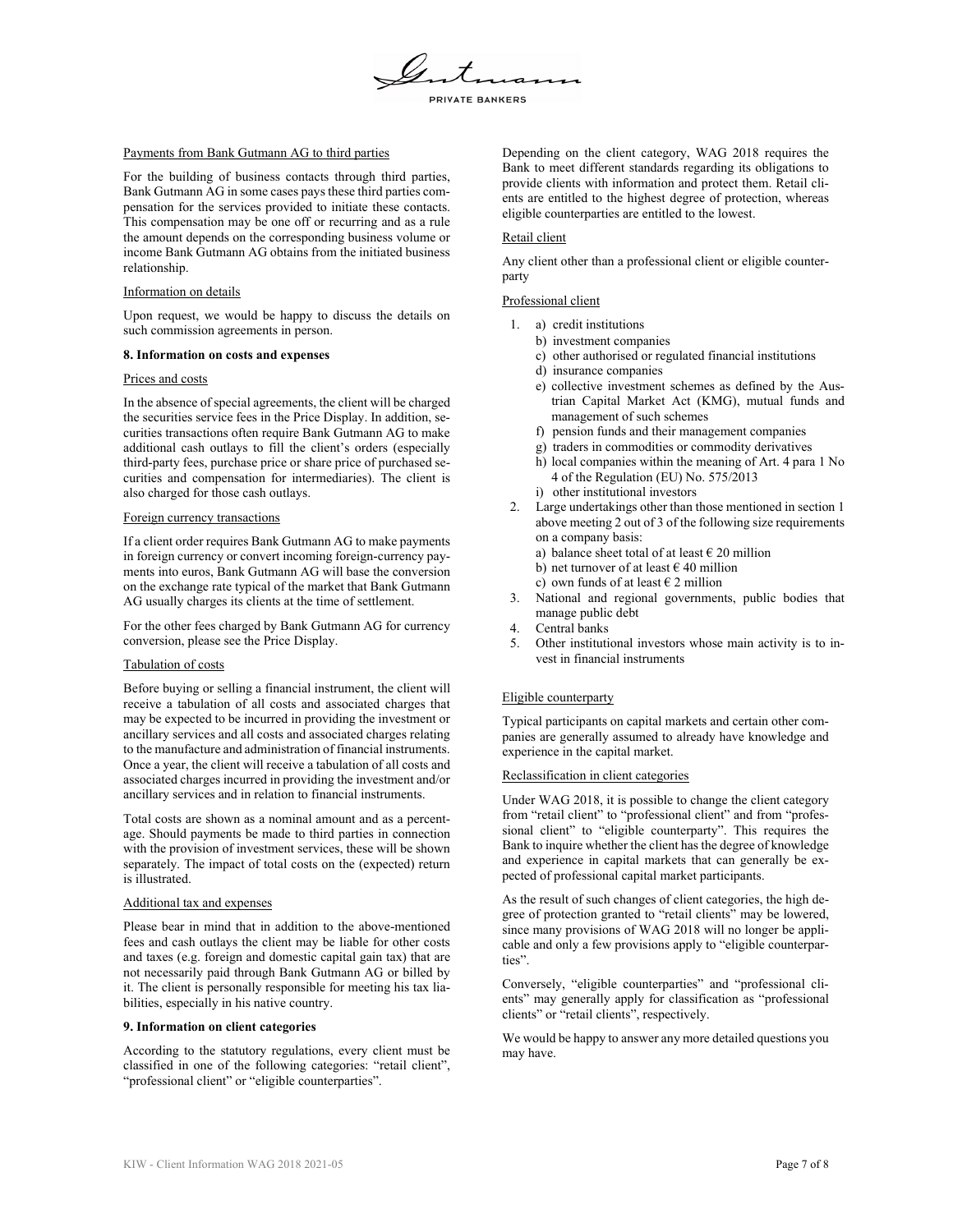Payments from Bank Gutmann AG to third parties

For the building of business contacts through third parties, Bank Gutmann AG in some cases pays these third parties compensation for the services provided to initiate these contacts. This compensation may be one off or recurring and as a rule the amount depends on the corresponding business volume or income Bank Gutmann AG obtains from the initiated business relationship.

Information on details

Upon request, we would be happy to discuss the details on such commission agreements in person.

**8. Information on costs and expenses**

Prices and costs

In the absence of special agreements, the client will be charged the securities service fees in the Price Display. In addition, securities transactions often require Bank Gutmann AG to make additional cash outlays to fill the client's orders (especially third-party fees, purchase price or share price of purchased securities and compensation for intermediaries). The client is also charged for those cash outlays.

Foreign currency transactions

If a client order requires Bank Gutmann AG to make payments in foreign currency or convert incoming foreign-currency payments into euros, Bank Gutmann AG will base the conversion on the exchange rate typical of the market that Bank Gutmann AG usually charges its clients at the time of settlement.

For the other fees charged by Bank Gutmann AG for currency conversion, please see the Price Display.

Tabulation of costs

Before buying or selling a financial instrument, the client will receive a tabulation of all costs and associated charges that may be expected to be incurred in providing the investment or ancillary services and all costs and associated charges relating to the manufacture and administration of financial instruments. Once a year, the client will receive a tabulation of all costs and associated charges incurred in providing the investment and/or ancillary services and in relation to financial instruments.

Total costs are shown as a nominal amount and as a percentage. Should payments be made to third parties in connection with the provision of investment services, these will be shown separately. The impact of total costs on the (expected) return is illustrated.

Additional tax and expenses

Please bear in mind that in addition to the above-mentioned fees and cash outlays the client may be liable for other costs and taxes (e.g. foreign and domestic capital gain tax) that are not necessarily paid through Bank Gutmann AG or billed by it. The client is personally responsible for meeting his tax liabilities, especially in his native country.

**9. Information on client categories**

According to the statutory regulations, every client must be classified in one of the following categories: "retail client", "professional client" or "eligible counterparties".

Depending on the client category, WAG 2018 requires the Bank to meet different standards regarding its obligations to provide clients with information and protect them. Retail clients are entitled to the highest degree of protection, whereas eligible counterparties are entitled to the lowest.

Retail client

Any client other than a professional client or eligible counterparty

Professional client

1. a) credit institutions
   b) investment companies
   c) other authorised or regulated financial institutions
   d) insurance companies
   e) collective investment schemes as defined by the Austrian Capital Market Act (KMG), mutual funds and management of such schemes
   f) pension funds and their management companies
   g) traders in commodities or commodity derivatives
   h) local companies within the meaning of Art. 4 para 1 No 4 of the Regulation (EU) No. 575/2013
   i) other institutional investors
2. Large undertakings other than those mentioned in section 1 above meeting 2 out of 3 of the following size requirements on a company basis:
   a) balance sheet total of at least € 20 million
   b) net turnover of at least € 40 million
   c) own funds of at least € 2 million
3. National and regional governments, public bodies that manage public debt
4. Central banks
5. Other institutional investors whose main activity is to invest in financial instruments

Eligible counterparty

Typical participants on capital markets and certain other companies are generally assumed to already have knowledge and experience in the capital market.

Reclassification in client categories

Under WAG 2018, it is possible to change the client category from "retail client" to "professional client" and from "professional client" to "eligible counterparty". This requires the Bank to inquire whether the client has the degree of knowledge and experience in capital markets that can generally be expected of professional capital market participants.

As the result of such changes of client categories, the high degree of protection granted to "retail clients" may be lowered, since many provisions of WAG 2018 will no longer be applicable and only a few provisions apply to "eligible counterparties".

Conversely, "eligible counterparties" and "professional clients" may generally apply for classification as "professional clients" or "retail clients", respectively.

We would be happy to answer any more detailed questions you may have.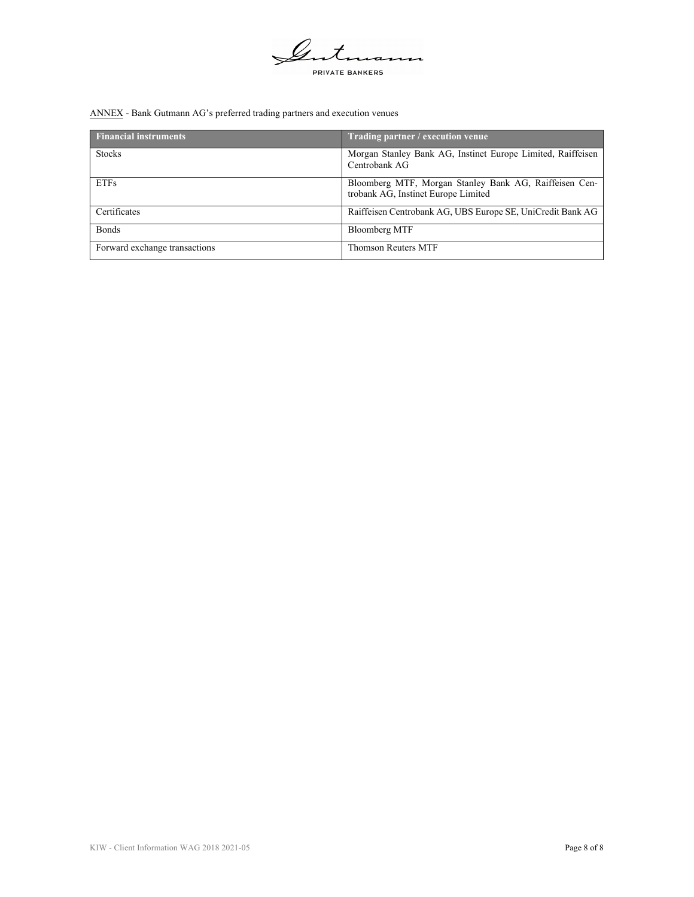ANNEX - Bank Gutmann AG's preferred trading partners and execution venues

| Financial instruments | Trading partner / execution venue |
|---|---|
| Stocks | Morgan Stanley Bank AG, Instinet Europe Limited, Raiffeisen Centrobank AG |
| ETFs | Bloomberg MTF, Morgan Stanley Bank AG, Raiffeisen Centrobank AG, Instinet Europe Limited |
| Certificates | Raiffeisen Centrobank AG, UBS Europe SE, UniCredit Bank AG |
| Bonds | Bloomberg MTF |
| Forward exchange transactions | Thomson Reuters MTF |